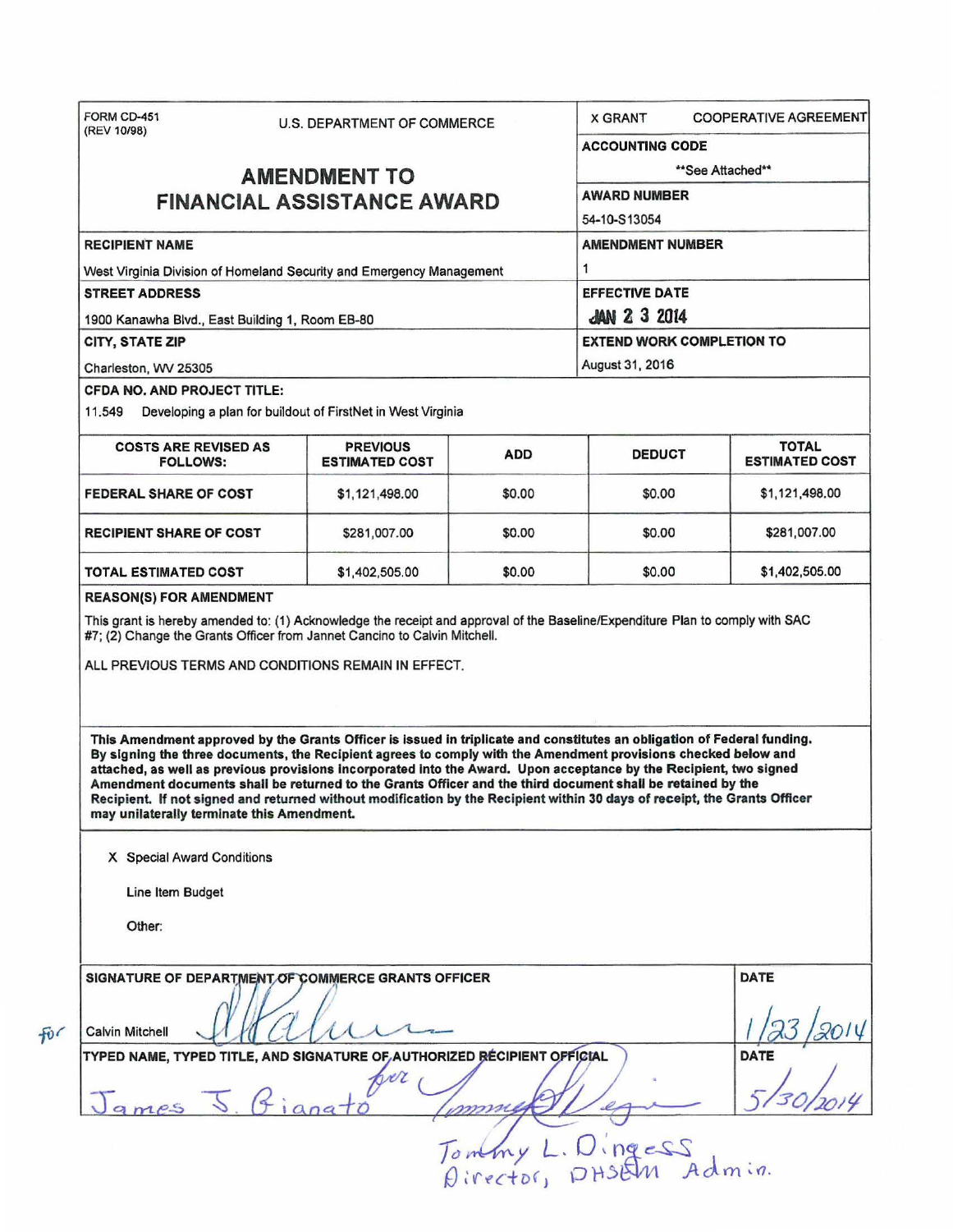FORM CD-451
(REV 10/98)

U.S. DEPARTMENT OF COMMERCE

# AMENDMENT TO FINANCIAL ASSISTANCE AWARD

X GRANT   COOPERATIVE AGREEMENT

**ACCOUNTING CODE**

**See Attached**

**AWARD NUMBER**

54-10-S13054

**RECIPIENT NAME**

West Virginia Division of Homeland Security and Emergency Management

**AMENDMENT NUMBER**

1

**STREET ADDRESS**

1900 Kanawha Blvd., East Building 1, Room EB-80

**EFFECTIVE DATE**

JAN 23 2014

**CITY, STATE ZIP**

Charleston, WV 25305

**EXTEND WORK COMPLETION TO**

August 31, 2016

**CFDA NO. AND PROJECT TITLE:**

11.549 Developing a plan for buildout of FirstNet in West Virginia

| COSTS ARE REVISED AS FOLLOWS: | PREVIOUS ESTIMATED COST | ADD | DEDUCT | TOTAL ESTIMATED COST |
|---|---|---|---|---|
| FEDERAL SHARE OF COST | $1,121,498.00 | $0.00 | $0.00 | $1,121,498.00 |
| RECIPIENT SHARE OF COST | $281,007.00 | $0.00 | $0.00 | $281,007.00 |
| TOTAL ESTIMATED COST | $1,402,505.00 | $0.00 | $0.00 | $1,402,505.00 |

**REASON(S) FOR AMENDMENT**

This grant is hereby amended to: (1) Acknowledge the receipt and approval of the Baseline/Expenditure Plan to comply with SAC #7; (2) Change the Grants Officer from Jannet Cancino to Calvin Mitchell.

ALL PREVIOUS TERMS AND CONDITIONS REMAIN IN EFFECT.

**This Amendment approved by the Grants Officer is issued in triplicate and constitutes an obligation of Federal funding. By signing the three documents, the Recipient agrees to comply with the Amendment provisions checked below and attached, as well as previous provisions incorporated into the Award. Upon acceptance by the Recipient, two signed Amendment documents shall be returned to the Grants Officer and the third document shall be retained by the Recipient. If not signed and returned without modification by the Recipient within 30 days of receipt, the Grants Officer may unilaterally terminate this Amendment.**

X Special Award Conditions

Line Item Budget

Other:

**SIGNATURE OF DEPARTMENT OF COMMERCE GRANTS OFFICER**

for Calvin Mitchell

**DATE**

1/23/2014

**TYPED NAME, TYPED TITLE, AND SIGNATURE OF AUTHORIZED RECIPIENT OFFICIAL**

James J. Bianato for

**DATE**

5/30/2014

Tommy L. Dingess
Director, DHSEM Admin.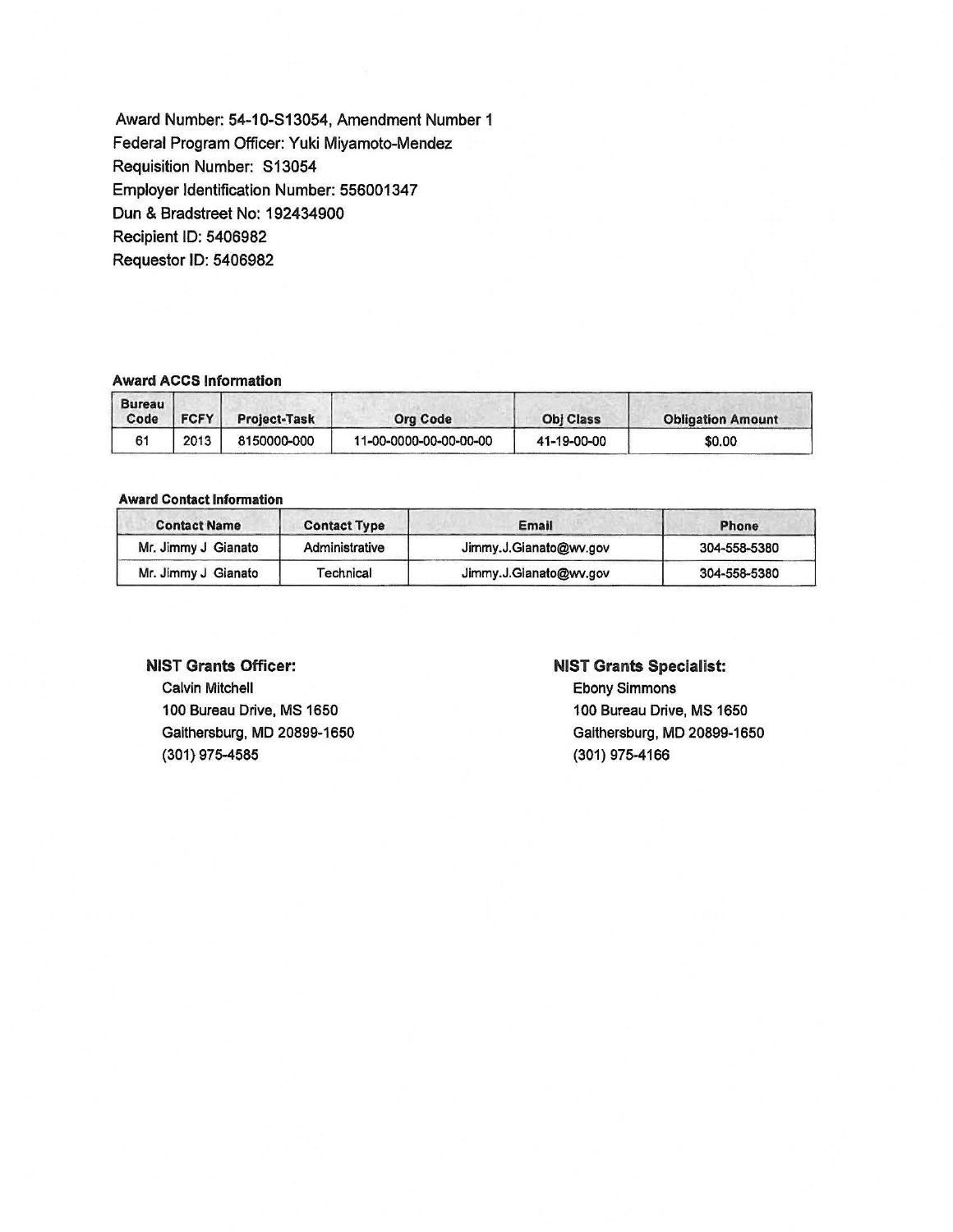Award Number: 54-10-S13054, Amendment Number 1
Federal Program Officer: Yuki Miyamoto-Mendez
Requisition Number: S13054
Employer Identification Number: 556001347
Dun & Bradstreet No: 192434900
Recipient ID: 5406982
Requestor ID: 5406982

**Award ACCS Information**

| Bureau Code | FCFY | Project-Task | Org Code | Obj Class | Obligation Amount |
|---|---|---|---|---|---|
| 61 | 2013 | 8150000-000 | 11-00-0000-00-00-00-00 | 41-19-00-00 | $0.00 |

**Award Contact Information**

| Contact Name | Contact Type | Email | Phone |
|---|---|---|---|
| Mr. Jimmy J Gianato | Administrative | Jimmy.J.Gianato@wv.gov | 304-558-5380 |
| Mr. Jimmy J Gianato | Technical | Jimmy.J.Gianato@wv.gov | 304-558-5380 |

**NIST Grants Officer:**
Calvin Mitchell
100 Bureau Drive, MS 1650
Gaithersburg, MD 20899-1650
(301) 975-4585

**NIST Grants Specialist:**
Ebony Simmons
100 Bureau Drive, MS 1650
Gaithersburg, MD 20899-1650
(301) 975-4166